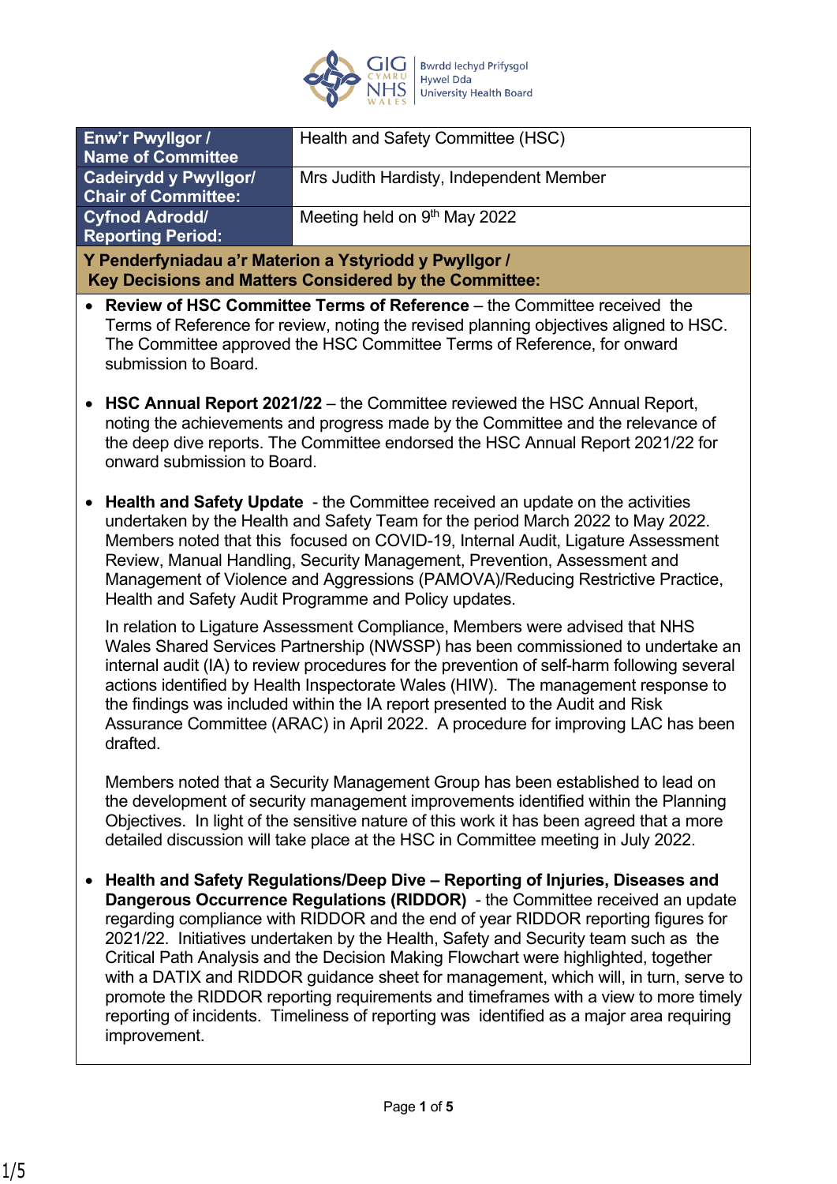| Enw'r Pwyllgor / Name of Committee | Health and Safety Committee (HSC) |
|---|---|
| Cadeirydd y Pwyllgor/ Chair of Committee: | Mrs Judith Hardisty, Independent Member |
| Cyfnod Adrodd/ Reporting Period: | Meeting held on 9th May 2022 |

**Y Penderfyniadau a'r Materion a Ystyriodd y Pwyllgor / Key Decisions and Matters Considered by the Committee:**

- **Review of HSC Committee Terms of Reference** – the Committee received the Terms of Reference for review, noting the revised planning objectives aligned to HSC. The Committee approved the HSC Committee Terms of Reference, for onward submission to Board.

- **HSC Annual Report 2021/22** – the Committee reviewed the HSC Annual Report, noting the achievements and progress made by the Committee and the relevance of the deep dive reports. The Committee endorsed the HSC Annual Report 2021/22 for onward submission to Board.

- **Health and Safety Update** - the Committee received an update on the activities undertaken by the Health and Safety Team for the period March 2022 to May 2022. Members noted that this focused on COVID-19, Internal Audit, Ligature Assessment Review, Manual Handling, Security Management, Prevention, Assessment and Management of Violence and Aggressions (PAMOVA)/Reducing Restrictive Practice, Health and Safety Audit Programme and Policy updates.

  In relation to Ligature Assessment Compliance, Members were advised that NHS Wales Shared Services Partnership (NWSSP) has been commissioned to undertake an internal audit (IA) to review procedures for the prevention of self-harm following several actions identified by Health Inspectorate Wales (HIW). The management response to the findings was included within the IA report presented to the Audit and Risk Assurance Committee (ARAC) in April 2022. A procedure for improving LAC has been drafted.

  Members noted that a Security Management Group has been established to lead on the development of security management improvements identified within the Planning Objectives. In light of the sensitive nature of this work it has been agreed that a more detailed discussion will take place at the HSC in Committee meeting in July 2022.

- **Health and Safety Regulations/Deep Dive – Reporting of Injuries, Diseases and Dangerous Occurrence Regulations (RIDDOR)** - the Committee received an update regarding compliance with RIDDOR and the end of year RIDDOR reporting figures for 2021/22. Initiatives undertaken by the Health, Safety and Security team such as the Critical Path Analysis and the Decision Making Flowchart were highlighted, together with a DATIX and RIDDOR guidance sheet for management, which will, in turn, serve to promote the RIDDOR reporting requirements and timeframes with a view to more timely reporting of incidents. Timeliness of reporting was identified as a major area requiring improvement.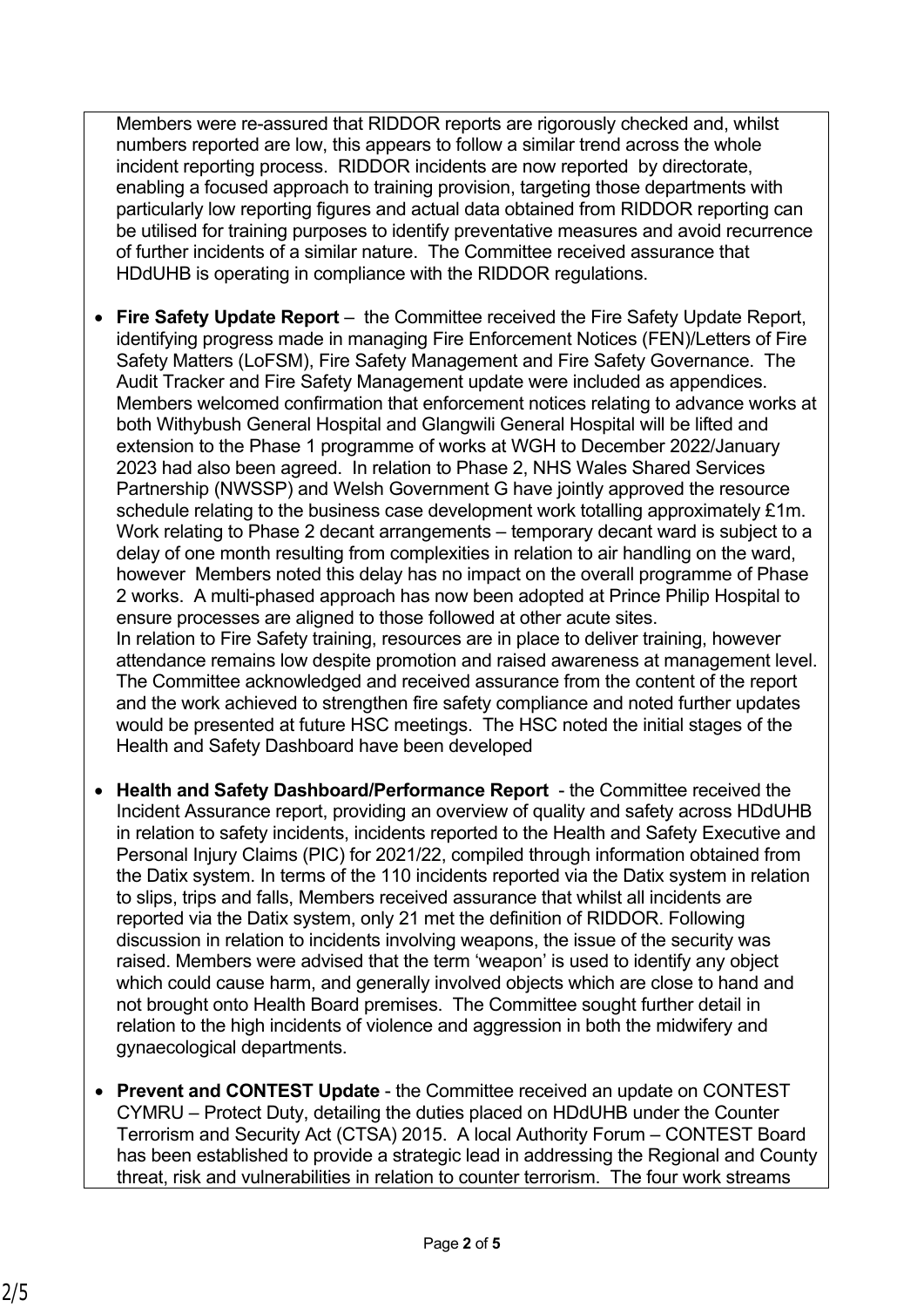Members were re-assured that RIDDOR reports are rigorously checked and, whilst numbers reported are low, this appears to follow a similar trend across the whole incident reporting process. RIDDOR incidents are now reported by directorate, enabling a focused approach to training provision, targeting those departments with particularly low reporting figures and actual data obtained from RIDDOR reporting can be utilised for training purposes to identify preventative measures and avoid recurrence of further incidents of a similar nature. The Committee received assurance that HDdUHB is operating in compliance with the RIDDOR regulations.

- **Fire Safety Update Report** – the Committee received the Fire Safety Update Report, identifying progress made in managing Fire Enforcement Notices (FEN)/Letters of Fire Safety Matters (LoFSM), Fire Safety Management and Fire Safety Governance. The Audit Tracker and Fire Safety Management update were included as appendices. Members welcomed confirmation that enforcement notices relating to advance works at both Withybush General Hospital and Glangwili General Hospital will be lifted and extension to the Phase 1 programme of works at WGH to December 2022/January 2023 had also been agreed. In relation to Phase 2, NHS Wales Shared Services Partnership (NWSSP) and Welsh Government G have jointly approved the resource schedule relating to the business case development work totalling approximately £1m. Work relating to Phase 2 decant arrangements – temporary decant ward is subject to a delay of one month resulting from complexities in relation to air handling on the ward, however Members noted this delay has no impact on the overall programme of Phase 2 works. A multi-phased approach has now been adopted at Prince Philip Hospital to ensure processes are aligned to those followed at other acute sites.
  In relation to Fire Safety training, resources are in place to deliver training, however attendance remains low despite promotion and raised awareness at management level. The Committee acknowledged and received assurance from the content of the report and the work achieved to strengthen fire safety compliance and noted further updates would be presented at future HSC meetings. The HSC noted the initial stages of the Health and Safety Dashboard have been developed

- **Health and Safety Dashboard/Performance Report** - the Committee received the Incident Assurance report, providing an overview of quality and safety across HDdUHB in relation to safety incidents, incidents reported to the Health and Safety Executive and Personal Injury Claims (PIC) for 2021/22, compiled through information obtained from the Datix system. In terms of the 110 incidents reported via the Datix system in relation to slips, trips and falls, Members received assurance that whilst all incidents are reported via the Datix system, only 21 met the definition of RIDDOR. Following discussion in relation to incidents involving weapons, the issue of the security was raised. Members were advised that the term 'weapon' is used to identify any object which could cause harm, and generally involved objects which are close to hand and not brought onto Health Board premises. The Committee sought further detail in relation to the high incidents of violence and aggression in both the midwifery and gynaecological departments.

- **Prevent and CONTEST Update** - the Committee received an update on CONTEST CYMRU – Protect Duty, detailing the duties placed on HDdUHB under the Counter Terrorism and Security Act (CTSA) 2015. A local Authority Forum – CONTEST Board has been established to provide a strategic lead in addressing the Regional and County threat, risk and vulnerabilities in relation to counter terrorism. The four work streams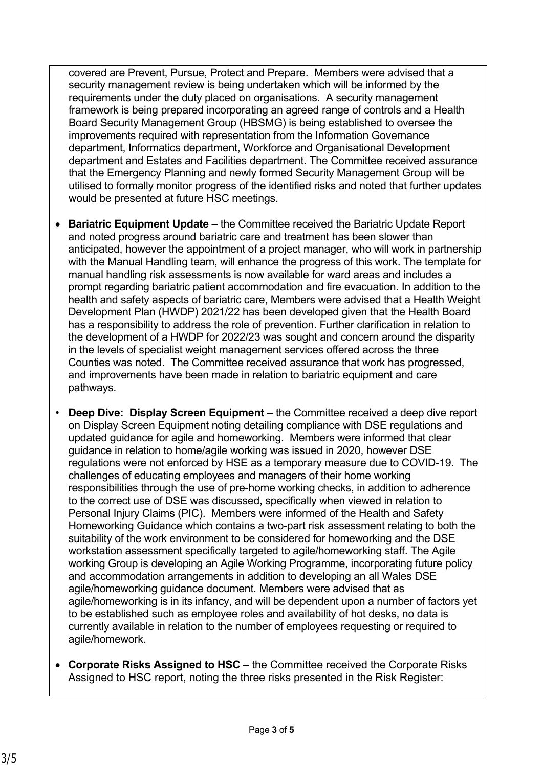covered are Prevent, Pursue, Protect and Prepare. Members were advised that a security management review is being undertaken which will be informed by the requirements under the duty placed on organisations. A security management framework is being prepared incorporating an agreed range of controls and a Health Board Security Management Group (HBSMG) is being established to oversee the improvements required with representation from the Information Governance department, Informatics department, Workforce and Organisational Development department and Estates and Facilities department. The Committee received assurance that the Emergency Planning and newly formed Security Management Group will be utilised to formally monitor progress of the identified risks and noted that further updates would be presented at future HSC meetings.

- **Bariatric Equipment Update –** the Committee received the Bariatric Update Report and noted progress around bariatric care and treatment has been slower than anticipated, however the appointment of a project manager, who will work in partnership with the Manual Handling team, will enhance the progress of this work. The template for manual handling risk assessments is now available for ward areas and includes a prompt regarding bariatric patient accommodation and fire evacuation. In addition to the health and safety aspects of bariatric care, Members were advised that a Health Weight Development Plan (HWDP) 2021/22 has been developed given that the Health Board has a responsibility to address the role of prevention. Further clarification in relation to the development of a HWDP for 2022/23 was sought and concern around the disparity in the levels of specialist weight management services offered across the three Counties was noted. The Committee received assurance that work has progressed, and improvements have been made in relation to bariatric equipment and care pathways.

- **Deep Dive: Display Screen Equipment** – the Committee received a deep dive report on Display Screen Equipment noting detailing compliance with DSE regulations and updated guidance for agile and homeworking. Members were informed that clear guidance in relation to home/agile working was issued in 2020, however DSE regulations were not enforced by HSE as a temporary measure due to COVID-19. The challenges of educating employees and managers of their home working responsibilities through the use of pre-home working checks, in addition to adherence to the correct use of DSE was discussed, specifically when viewed in relation to Personal Injury Claims (PIC). Members were informed of the Health and Safety Homeworking Guidance which contains a two-part risk assessment relating to both the suitability of the work environment to be considered for homeworking and the DSE workstation assessment specifically targeted to agile/homeworking staff. The Agile working Group is developing an Agile Working Programme, incorporating future policy and accommodation arrangements in addition to developing an all Wales DSE agile/homeworking guidance document. Members were advised that as agile/homeworking is in its infancy, and will be dependent upon a number of factors yet to be established such as employee roles and availability of hot desks, no data is currently available in relation to the number of employees requesting or required to agile/homework.

- **Corporate Risks Assigned to HSC** – the Committee received the Corporate Risks Assigned to HSC report, noting the three risks presented in the Risk Register: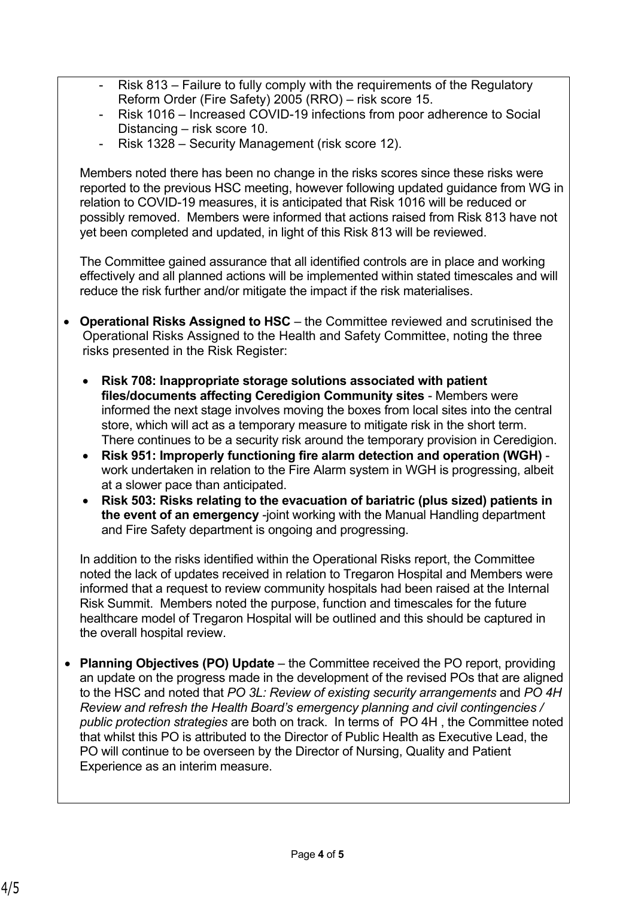- Risk 813 – Failure to fully comply with the requirements of the Regulatory Reform Order (Fire Safety) 2005 (RRO) – risk score 15.
- Risk 1016 – Increased COVID-19 infections from poor adherence to Social Distancing – risk score 10.
- Risk 1328 – Security Management (risk score 12).

Members noted there has been no change in the risks scores since these risks were reported to the previous HSC meeting, however following updated guidance from WG in relation to COVID-19 measures, it is anticipated that Risk 1016 will be reduced or possibly removed. Members were informed that actions raised from Risk 813 have not yet been completed and updated, in light of this Risk 813 will be reviewed.

The Committee gained assurance that all identified controls are in place and working effectively and all planned actions will be implemented within stated timescales and will reduce the risk further and/or mitigate the impact if the risk materialises.

- **Operational Risks Assigned to HSC** – the Committee reviewed and scrutinised the Operational Risks Assigned to the Health and Safety Committee, noting the three risks presented in the Risk Register:

  - **Risk 708: Inappropriate storage solutions associated with patient files/documents affecting Ceredigion Community sites** - Members were informed the next stage involves moving the boxes from local sites into the central store, which will act as a temporary measure to mitigate risk in the short term. There continues to be a security risk around the temporary provision in Ceredigion.
  - **Risk 951: Improperly functioning fire alarm detection and operation (WGH)** - work undertaken in relation to the Fire Alarm system in WGH is progressing, albeit at a slower pace than anticipated.
  - **Risk 503: Risks relating to the evacuation of bariatric (plus sized) patients in the event of an emergency** -joint working with the Manual Handling department and Fire Safety department is ongoing and progressing.

  In addition to the risks identified within the Operational Risks report, the Committee noted the lack of updates received in relation to Tregaron Hospital and Members were informed that a request to review community hospitals had been raised at the Internal Risk Summit. Members noted the purpose, function and timescales for the future healthcare model of Tregaron Hospital will be outlined and this should be captured in the overall hospital review.

- **Planning Objectives (PO) Update** – the Committee received the PO report, providing an update on the progress made in the development of the revised POs that are aligned to the HSC and noted that *PO 3L: Review of existing security arrangements* and *PO 4H Review and refresh the Health Board's emergency planning and civil contingencies / public protection strategies* are both on track. In terms of PO 4H , the Committee noted that whilst this PO is attributed to the Director of Public Health as Executive Lead, the PO will continue to be overseen by the Director of Nursing, Quality and Patient Experience as an interim measure.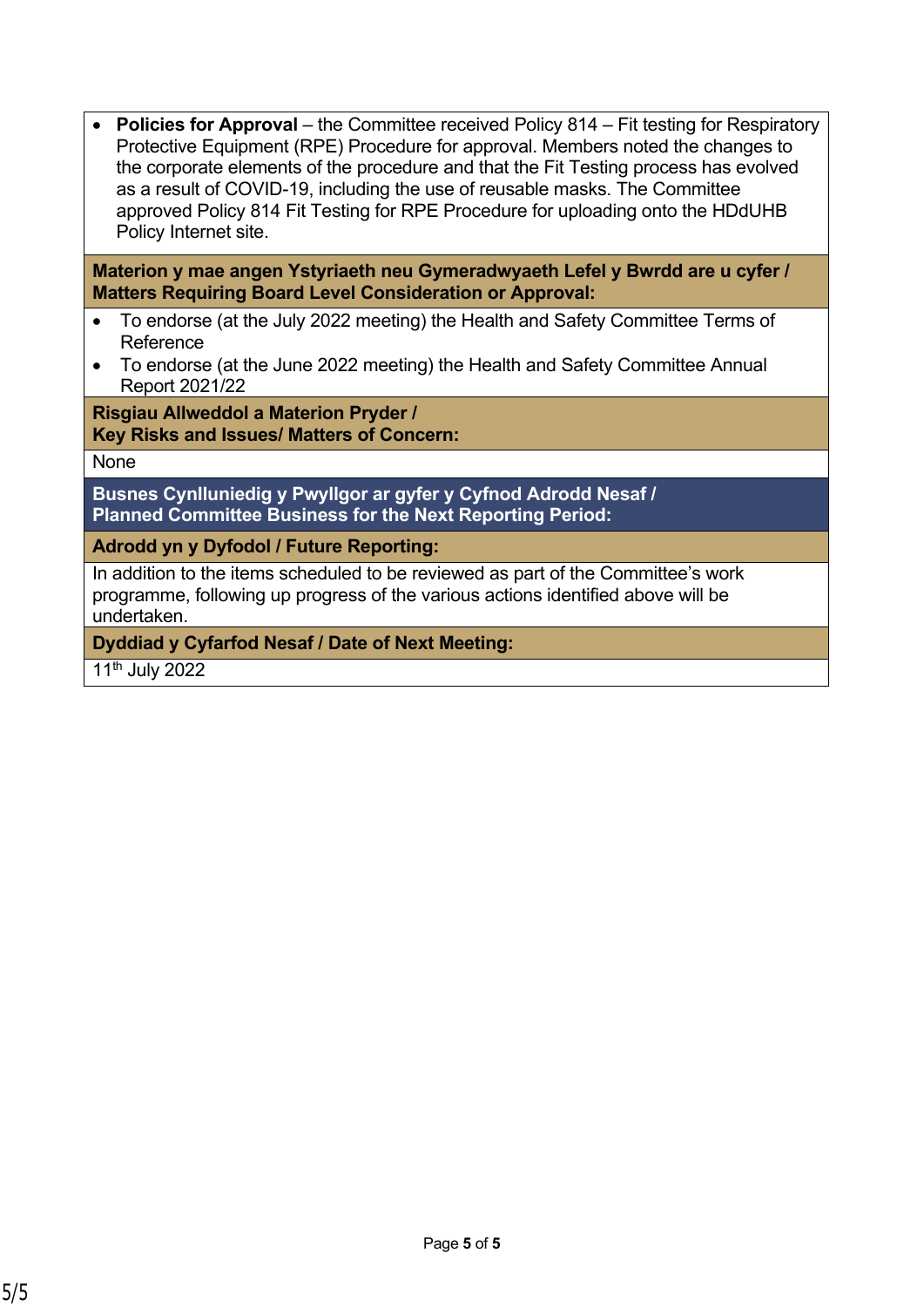- **Policies for Approval** – the Committee received Policy 814 – Fit testing for Respiratory Protective Equipment (RPE) Procedure for approval. Members noted the changes to the corporate elements of the procedure and that the Fit Testing process has evolved as a result of COVID-19, including the use of reusable masks. The Committee approved Policy 814 Fit Testing for RPE Procedure for uploading onto the HDdUHB Policy Internet site.

**Materion y mae angen Ystyriaeth neu Gymeradwyaeth Lefel y Bwrdd are u cyfer / Matters Requiring Board Level Consideration or Approval:**

- To endorse (at the July 2022 meeting) the Health and Safety Committee Terms of Reference
- To endorse (at the June 2022 meeting) the Health and Safety Committee Annual Report 2021/22

**Risgiau Allweddol a Materion Pryder / Key Risks and Issues/ Matters of Concern:**

None

**Busnes Cynlluniedig y Pwyllgor ar gyfer y Cyfnod Adrodd Nesaf / Planned Committee Business for the Next Reporting Period:**

**Adrodd yn y Dyfodol / Future Reporting:**

In addition to the items scheduled to be reviewed as part of the Committee's work programme, following up progress of the various actions identified above will be undertaken.

**Dyddiad y Cyfarfod Nesaf / Date of Next Meeting:**

11th July 2022